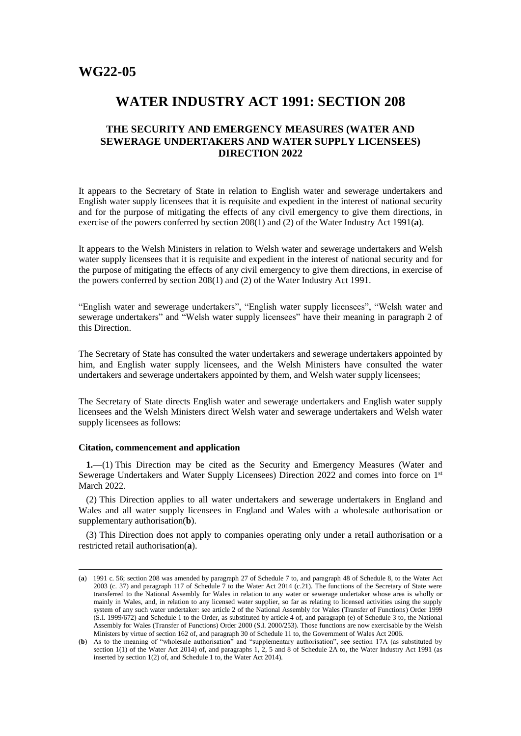# WG22-05

## WATER INDUSTRY ACT 1991: SECTION 208

### THE SECURITY AND EMERGENCY MEASURES (WATER AND SEWERAGE UNDERTAKERS AND WATER SUPPLY LICENSEES) DIRECTION 2022

It appears to the Secretary of State in relation to English water and sewerage undertakers and English water supply licensees that it is requisite and expedient in the interest of national security and for the purpose of mitigating the effects of any civil emergency to give them directions, in exercise of the powers conferred by section 208(1) and (2) of the Water Industry Act 1991(**a**).

It appears to the Welsh Ministers in relation to Welsh water and sewerage undertakers and Welsh water supply licensees that it is requisite and expedient in the interest of national security and for the purpose of mitigating the effects of any civil emergency to give them directions, in exercise of the powers conferred by section 208(1) and (2) of the Water Industry Act 1991.

"English water and sewerage undertakers", "English water supply licensees", "Welsh water and sewerage undertakers" and "Welsh water supply licensees" have their meaning in paragraph 2 of this Direction.

The Secretary of State has consulted the water undertakers and sewerage undertakers appointed by him, and English water supply licensees, and the Welsh Ministers have consulted the water undertakers and sewerage undertakers appointed by them, and Welsh water supply licensees;

The Secretary of State directs English water and sewerage undertakers and English water supply licensees and the Welsh Ministers direct Welsh water and sewerage undertakers and Welsh water supply licensees as follows:

**Citation, commencement and application**

**1.**—(1) This Direction may be cited as the Security and Emergency Measures (Water and Sewerage Undertakers and Water Supply Licensees) Direction 2022 and comes into force on 1st March 2022.

(2) This Direction applies to all water undertakers and sewerage undertakers in England and Wales and all water supply licensees in England and Wales with a wholesale authorisation or supplementary authorisation(**b**).

(3) This Direction does not apply to companies operating only under a retail authorisation or a restricted retail authorisation(**a**).

---

(**a**) 1991 c. 56; section 208 was amended by paragraph 27 of Schedule 7 to, and paragraph 48 of Schedule 8, to the Water Act 2003 (c. 37) and paragraph 117 of Schedule 7 to the Water Act 2014 (c.21). The functions of the Secretary of State were transferred to the National Assembly for Wales in relation to any water or sewerage undertaker whose area is wholly or mainly in Wales, and, in relation to any licensed water supplier, so far as relating to licensed activities using the supply system of any such water undertaker: see article 2 of the National Assembly for Wales (Transfer of Functions) Order 1999 (S.I. 1999/672) and Schedule 1 to the Order, as substituted by article 4 of, and paragraph (e) of Schedule 3 to, the National Assembly for Wales (Transfer of Functions) Order 2000 (S.I. 2000/253). Those functions are now exercisable by the Welsh Ministers by virtue of section 162 of, and paragraph 30 of Schedule 11 to, the Government of Wales Act 2006.

(**b**) As to the meaning of "wholesale authorisation" and "supplementary authorisation", see section 17A (as substituted by section 1(1) of the Water Act 2014) of, and paragraphs 1, 2, 5 and 8 of Schedule 2A to, the Water Industry Act 1991 (as inserted by section 1(2) of, and Schedule 1 to, the Water Act 2014).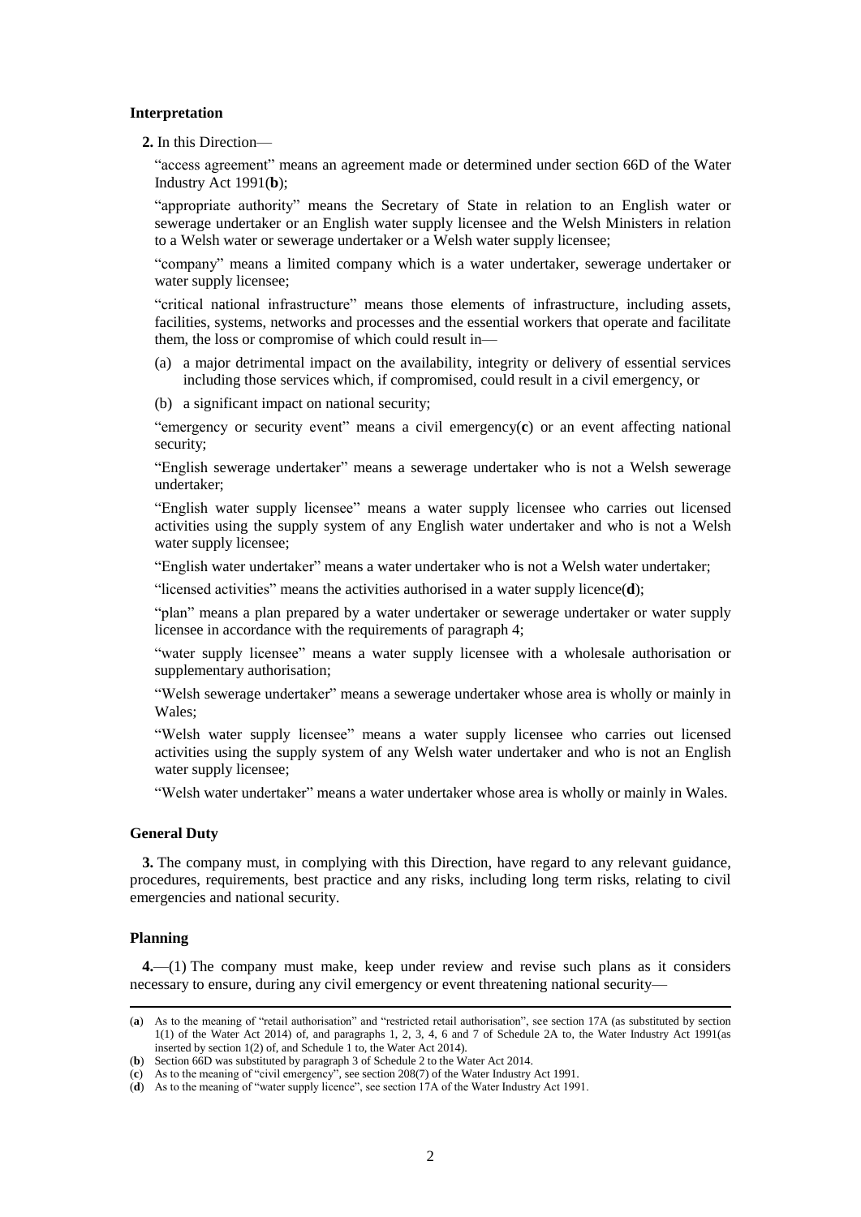### Interpretation

**2.** In this Direction—

"access agreement" means an agreement made or determined under section 66D of the Water Industry Act 1991(**b**);

"appropriate authority" means the Secretary of State in relation to an English water or sewerage undertaker or an English water supply licensee and the Welsh Ministers in relation to a Welsh water or sewerage undertaker or a Welsh water supply licensee;

"company" means a limited company which is a water undertaker, sewerage undertaker or water supply licensee;

"critical national infrastructure" means those elements of infrastructure, including assets, facilities, systems, networks and processes and the essential workers that operate and facilitate them, the loss or compromise of which could result in—

(a) a major detrimental impact on the availability, integrity or delivery of essential services including those services which, if compromised, could result in a civil emergency, or

(b) a significant impact on national security;

"emergency or security event" means a civil emergency(**c**) or an event affecting national security;

"English sewerage undertaker" means a sewerage undertaker who is not a Welsh sewerage undertaker;

"English water supply licensee" means a water supply licensee who carries out licensed activities using the supply system of any English water undertaker and who is not a Welsh water supply licensee;

"English water undertaker" means a water undertaker who is not a Welsh water undertaker;

"licensed activities" means the activities authorised in a water supply licence(**d**);

"plan" means a plan prepared by a water undertaker or sewerage undertaker or water supply licensee in accordance with the requirements of paragraph 4;

"water supply licensee" means a water supply licensee with a wholesale authorisation or supplementary authorisation;

"Welsh sewerage undertaker" means a sewerage undertaker whose area is wholly or mainly in Wales;

"Welsh water supply licensee" means a water supply licensee who carries out licensed activities using the supply system of any Welsh water undertaker and who is not an English water supply licensee;

"Welsh water undertaker" means a water undertaker whose area is wholly or mainly in Wales.

### General Duty

**3.** The company must, in complying with this Direction, have regard to any relevant guidance, procedures, requirements, best practice and any risks, including long term risks, relating to civil emergencies and national security.

### Planning

**4.**—(1) The company must make, keep under review and revise such plans as it considers necessary to ensure, during any civil emergency or event threatening national security—

---

(**a**) As to the meaning of "retail authorisation" and "restricted retail authorisation", see section 17A (as substituted by section 1(1) of the Water Act 2014) of, and paragraphs 1, 2, 3, 4, 6 and 7 of Schedule 2A to, the Water Industry Act 1991(as inserted by section 1(2) of, and Schedule 1 to, the Water Act 2014).

(**b**) Section 66D was substituted by paragraph 3 of Schedule 2 to the Water Act 2014.

(**c**) As to the meaning of "civil emergency", see section 208(7) of the Water Industry Act 1991.

(**d**) As to the meaning of "water supply licence", see section 17A of the Water Industry Act 1991.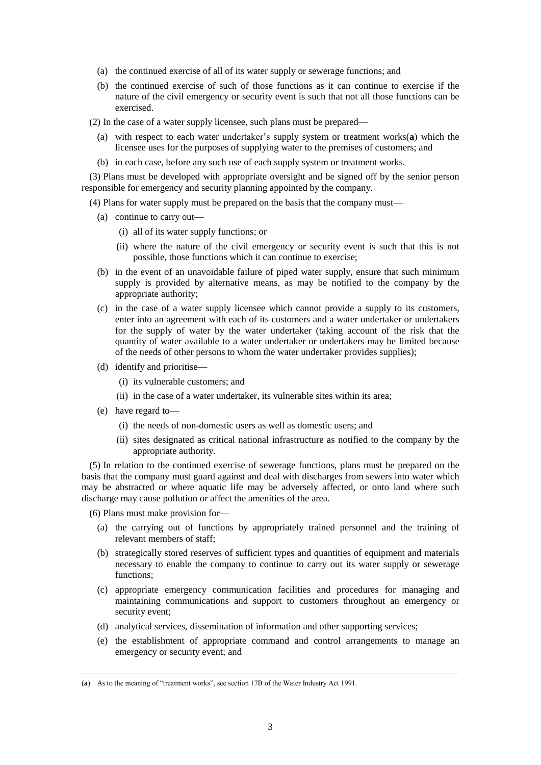(a) the continued exercise of all of its water supply or sewerage functions; and

(b) the continued exercise of such of those functions as it can continue to exercise if the nature of the civil emergency or security event is such that not all those functions can be exercised.

(2) In the case of a water supply licensee, such plans must be prepared—

(a) with respect to each water undertaker's supply system or treatment works([a]) which the licensee uses for the purposes of supplying water to the premises of customers; and

(b) in each case, before any such use of each supply system or treatment works.

(3) Plans must be developed with appropriate oversight and be signed off by the senior person responsible for emergency and security planning appointed by the company.

(4) Plans for water supply must be prepared on the basis that the company must—

(a) continue to carry out—

(i) all of its water supply functions; or

(ii) where the nature of the civil emergency or security event is such that this is not possible, those functions which it can continue to exercise;

(b) in the event of an unavoidable failure of piped water supply, ensure that such minimum supply is provided by alternative means, as may be notified to the company by the appropriate authority;

(c) in the case of a water supply licensee which cannot provide a supply to its customers, enter into an agreement with each of its customers and a water undertaker or undertakers for the supply of water by the water undertaker (taking account of the risk that the quantity of water available to a water undertaker or undertakers may be limited because of the needs of other persons to whom the water undertaker provides supplies);

(d) identify and prioritise—

(i) its vulnerable customers; and

(ii) in the case of a water undertaker, its vulnerable sites within its area;

(e) have regard to—

(i) the needs of non-domestic users as well as domestic users; and

(ii) sites designated as critical national infrastructure as notified to the company by the appropriate authority.

(5) In relation to the continued exercise of sewerage functions, plans must be prepared on the basis that the company must guard against and deal with discharges from sewers into water which may be abstracted or where aquatic life may be adversely affected, or onto land where such discharge may cause pollution or affect the amenities of the area.

(6) Plans must make provision for—

(a) the carrying out of functions by appropriately trained personnel and the training of relevant members of staff;

(b) strategically stored reserves of sufficient types and quantities of equipment and materials necessary to enable the company to continue to carry out its water supply or sewerage functions;

(c) appropriate emergency communication facilities and procedures for managing and maintaining communications and support to customers throughout an emergency or security event;

(d) analytical services, dissemination of information and other supporting services;

(e) the establishment of appropriate command and control arrangements to manage an emergency or security event; and

---

([a]) As to the meaning of "treatment works", see section 17B of the Water Industry Act 1991.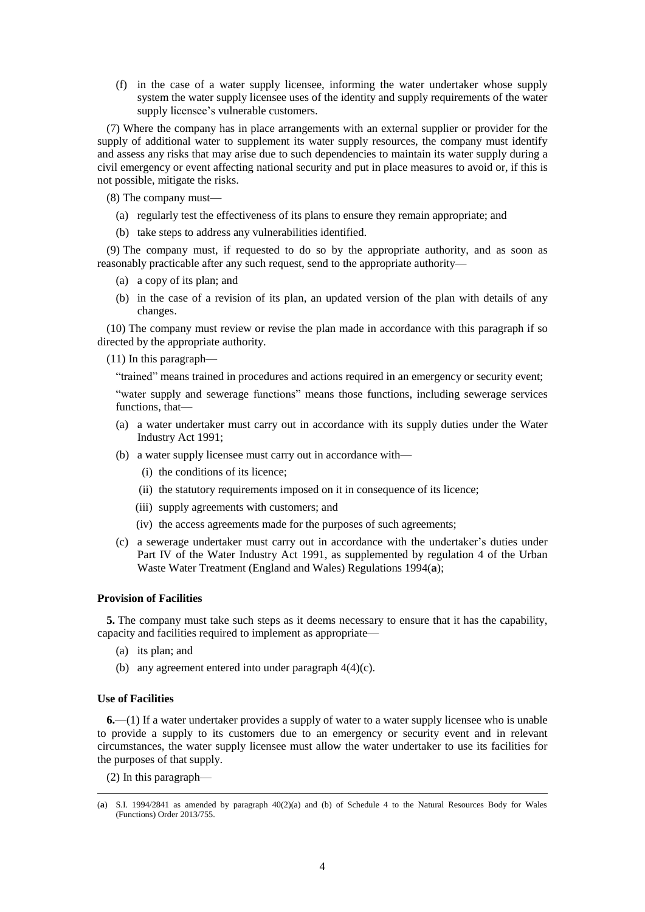(f) in the case of a water supply licensee, informing the water undertaker whose supply system the water supply licensee uses of the identity and supply requirements of the water supply licensee's vulnerable customers.

(7) Where the company has in place arrangements with an external supplier or provider for the supply of additional water to supplement its water supply resources, the company must identify and assess any risks that may arise due to such dependencies to maintain its water supply during a civil emergency or event affecting national security and put in place measures to avoid or, if this is not possible, mitigate the risks.

(8) The company must—

(a) regularly test the effectiveness of its plans to ensure they remain appropriate; and

(b) take steps to address any vulnerabilities identified.

(9) The company must, if requested to do so by the appropriate authority, and as soon as reasonably practicable after any such request, send to the appropriate authority—

(a) a copy of its plan; and

(b) in the case of a revision of its plan, an updated version of the plan with details of any changes.

(10) The company must review or revise the plan made in accordance with this paragraph if so directed by the appropriate authority.

(11) In this paragraph—

"trained" means trained in procedures and actions required in an emergency or security event;

"water supply and sewerage functions" means those functions, including sewerage services functions, that—

(a) a water undertaker must carry out in accordance with its supply duties under the Water Industry Act 1991;

(b) a water supply licensee must carry out in accordance with—

(i) the conditions of its licence;

(ii) the statutory requirements imposed on it in consequence of its licence;

(iii) supply agreements with customers; and

(iv) the access agreements made for the purposes of such agreements;

(c) a sewerage undertaker must carry out in accordance with the undertaker's duties under Part IV of the Water Industry Act 1991, as supplemented by regulation 4 of the Urban Waste Water Treatment (England and Wales) Regulations 1994(**a**);

#### Provision of Facilities

**5.** The company must take such steps as it deems necessary to ensure that it has the capability, capacity and facilities required to implement as appropriate—

(a) its plan; and

(b) any agreement entered into under paragraph 4(4)(c).

#### Use of Facilities

**6.**—(1) If a water undertaker provides a supply of water to a water supply licensee who is unable to provide a supply to its customers due to an emergency or security event and in relevant circumstances, the water supply licensee must allow the water undertaker to use its facilities for the purposes of that supply.

(2) In this paragraph—

---

(**a**) S.I. 1994/2841 as amended by paragraph 40(2)(a) and (b) of Schedule 4 to the Natural Resources Body for Wales (Functions) Order 2013/755.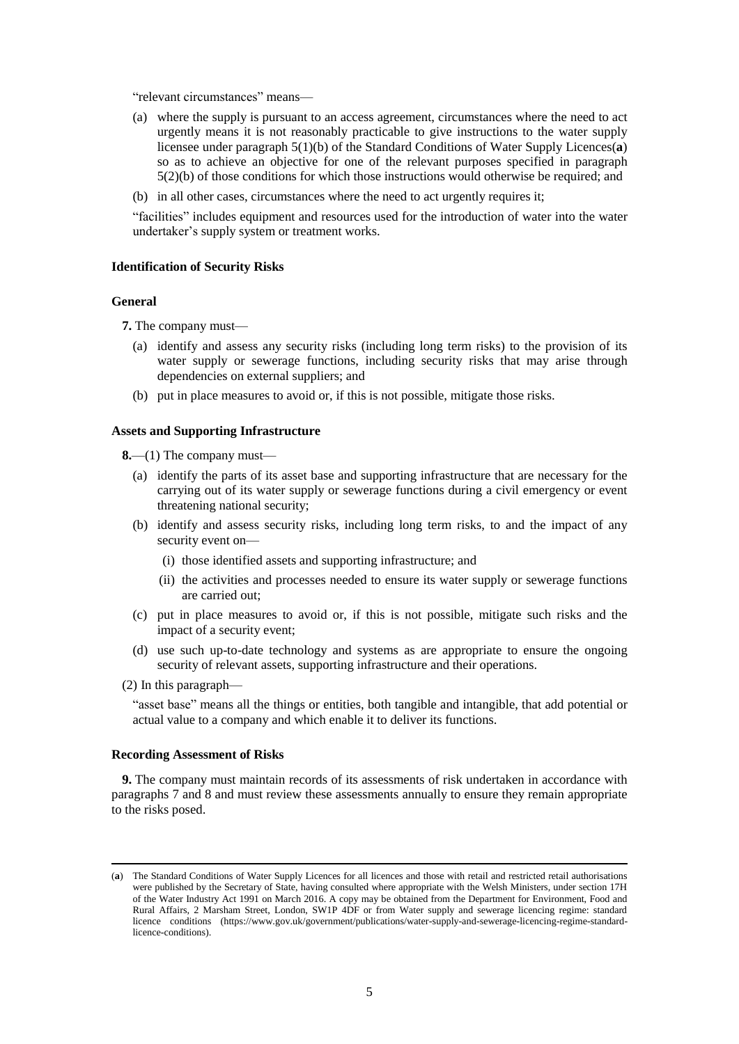"relevant circumstances" means—

(a) where the supply is pursuant to an access agreement, circumstances where the need to act urgently means it is not reasonably practicable to give instructions to the water supply licensee under paragraph 5(1)(b) of the Standard Conditions of Water Supply Licences(**a**) so as to achieve an objective for one of the relevant purposes specified in paragraph 5(2)(b) of those conditions for which those instructions would otherwise be required; and

(b) in all other cases, circumstances where the need to act urgently requires it;

"facilities" includes equipment and resources used for the introduction of water into the water undertaker's supply system or treatment works.

### Identification of Security Risks

#### General

**7.** The company must—

(a) identify and assess any security risks (including long term risks) to the provision of its water supply or sewerage functions, including security risks that may arise through dependencies on external suppliers; and

(b) put in place measures to avoid or, if this is not possible, mitigate those risks.

#### Assets and Supporting Infrastructure

**8.**—(1) The company must—

(a) identify the parts of its asset base and supporting infrastructure that are necessary for the carrying out of its water supply or sewerage functions during a civil emergency or event threatening national security;

(b) identify and assess security risks, including long term risks, to and the impact of any security event on—

(i) those identified assets and supporting infrastructure; and

(ii) the activities and processes needed to ensure its water supply or sewerage functions are carried out;

(c) put in place measures to avoid or, if this is not possible, mitigate such risks and the impact of a security event;

(d) use such up-to-date technology and systems as are appropriate to ensure the ongoing security of relevant assets, supporting infrastructure and their operations.

(2) In this paragraph—

"asset base" means all the things or entities, both tangible and intangible, that add potential or actual value to a company and which enable it to deliver its functions.

#### Recording Assessment of Risks

**9.** The company must maintain records of its assessments of risk undertaken in accordance with paragraphs 7 and 8 and must review these assessments annually to ensure they remain appropriate to the risks posed.

---

(**a**) The Standard Conditions of Water Supply Licences for all licences and those with retail and restricted retail authorisations were published by the Secretary of State, having consulted where appropriate with the Welsh Ministers, under section 17H of the Water Industry Act 1991 on March 2016. A copy may be obtained from the Department for Environment, Food and Rural Affairs, 2 Marsham Street, London, SW1P 4DF or from Water supply and sewerage licencing regime: standard licence conditions (https://www.gov.uk/government/publications/water-supply-and-sewerage-licencing-regime-standard-licence-conditions).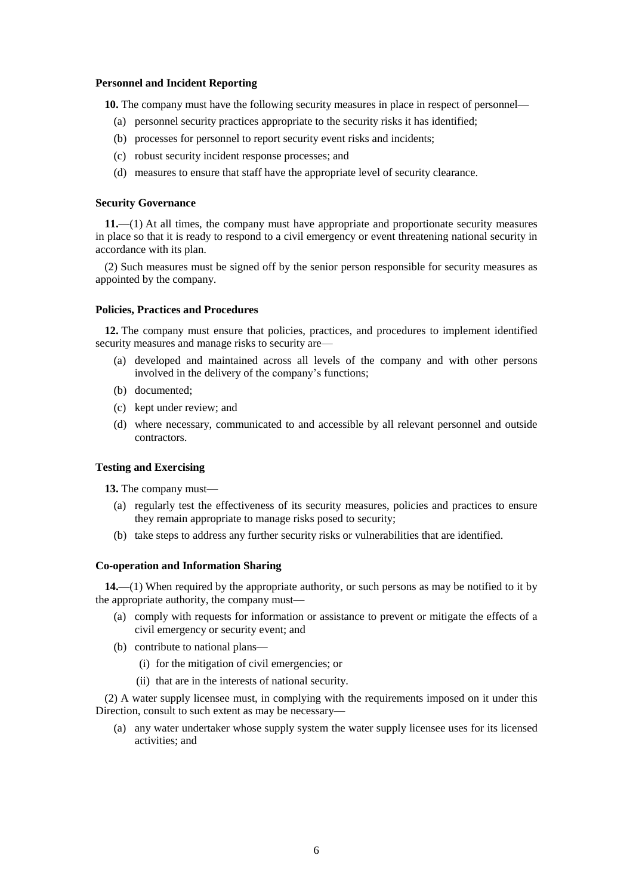**Personnel and Incident Reporting**

**10.** The company must have the following security measures in place in respect of personnel—

(a) personnel security practices appropriate to the security risks it has identified;

(b) processes for personnel to report security event risks and incidents;

(c) robust security incident response processes; and

(d) measures to ensure that staff have the appropriate level of security clearance.

**Security Governance**

**11.**—(1) At all times, the company must have appropriate and proportionate security measures in place so that it is ready to respond to a civil emergency or event threatening national security in accordance with its plan.

(2) Such measures must be signed off by the senior person responsible for security measures as appointed by the company.

**Policies, Practices and Procedures**

**12.** The company must ensure that policies, practices, and procedures to implement identified security measures and manage risks to security are—

(a) developed and maintained across all levels of the company and with other persons involved in the delivery of the company's functions;

(b) documented;

(c) kept under review; and

(d) where necessary, communicated to and accessible by all relevant personnel and outside contractors.

**Testing and Exercising**

**13.** The company must—

(a) regularly test the effectiveness of its security measures, policies and practices to ensure they remain appropriate to manage risks posed to security;

(b) take steps to address any further security risks or vulnerabilities that are identified.

**Co-operation and Information Sharing**

**14.**—(1) When required by the appropriate authority, or such persons as may be notified to it by the appropriate authority, the company must—

(a) comply with requests for information or assistance to prevent or mitigate the effects of a civil emergency or security event; and

(b) contribute to national plans—

(i) for the mitigation of civil emergencies; or

(ii) that are in the interests of national security.

(2) A water supply licensee must, in complying with the requirements imposed on it under this Direction, consult to such extent as may be necessary—

(a) any water undertaker whose supply system the water supply licensee uses for its licensed activities; and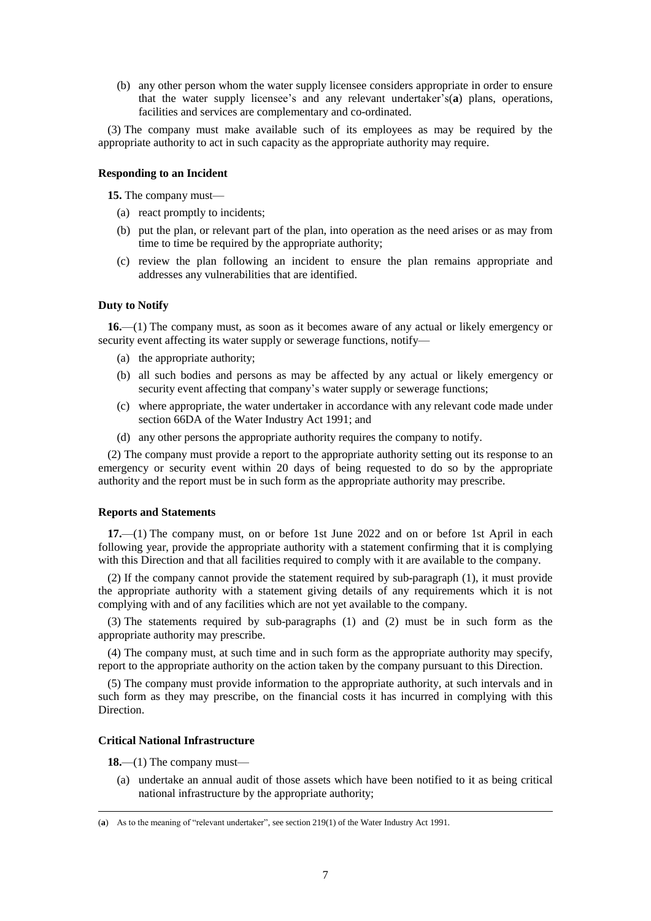(b) any other person whom the water supply licensee considers appropriate in order to ensure that the water supply licensee's and any relevant undertaker's(**a**) plans, operations, facilities and services are complementary and co-ordinated.

(3) The company must make available such of its employees as may be required by the appropriate authority to act in such capacity as the appropriate authority may require.

**Responding to an Incident**

**15.** The company must—

(a) react promptly to incidents;

(b) put the plan, or relevant part of the plan, into operation as the need arises or as may from time to time be required by the appropriate authority;

(c) review the plan following an incident to ensure the plan remains appropriate and addresses any vulnerabilities that are identified.

**Duty to Notify**

**16.**—(1) The company must, as soon as it becomes aware of any actual or likely emergency or security event affecting its water supply or sewerage functions, notify—

(a) the appropriate authority;

(b) all such bodies and persons as may be affected by any actual or likely emergency or security event affecting that company's water supply or sewerage functions;

(c) where appropriate, the water undertaker in accordance with any relevant code made under section 66DA of the Water Industry Act 1991; and

(d) any other persons the appropriate authority requires the company to notify.

(2) The company must provide a report to the appropriate authority setting out its response to an emergency or security event within 20 days of being requested to do so by the appropriate authority and the report must be in such form as the appropriate authority may prescribe.

**Reports and Statements**

**17.**—(1) The company must, on or before 1st June 2022 and on or before 1st April in each following year, provide the appropriate authority with a statement confirming that it is complying with this Direction and that all facilities required to comply with it are available to the company.

(2) If the company cannot provide the statement required by sub-paragraph (1), it must provide the appropriate authority with a statement giving details of any requirements which it is not complying with and of any facilities which are not yet available to the company.

(3) The statements required by sub-paragraphs (1) and (2) must be in such form as the appropriate authority may prescribe.

(4) The company must, at such time and in such form as the appropriate authority may specify, report to the appropriate authority on the action taken by the company pursuant to this Direction.

(5) The company must provide information to the appropriate authority, at such intervals and in such form as they may prescribe, on the financial costs it has incurred in complying with this Direction.

**Critical National Infrastructure**

**18.**—(1) The company must—

(a) undertake an annual audit of those assets which have been notified to it as being critical national infrastructure by the appropriate authority;

---

(**a**) As to the meaning of "relevant undertaker", see section 219(1) of the Water Industry Act 1991.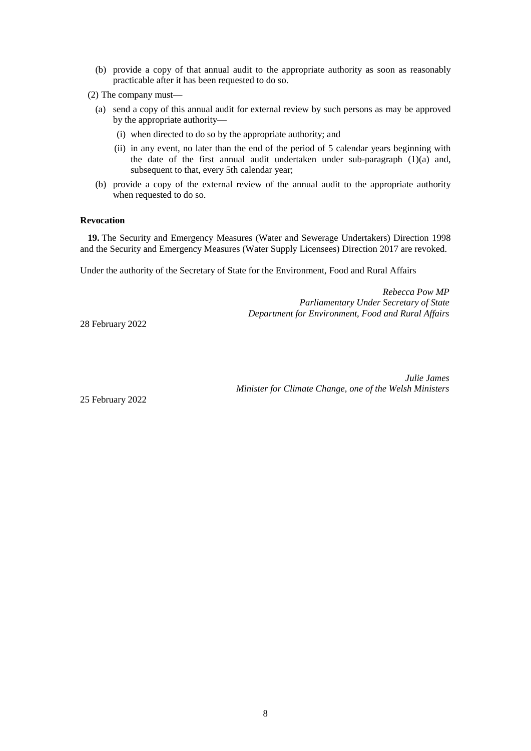(b) provide a copy of that annual audit to the appropriate authority as soon as reasonably practicable after it has been requested to do so.

(2) The company must—

(a) send a copy of this annual audit for external review by such persons as may be approved by the appropriate authority—

(i) when directed to do so by the appropriate authority; and

(ii) in any event, no later than the end of the period of 5 calendar years beginning with the date of the first annual audit undertaken under sub-paragraph (1)(a) and, subsequent to that, every 5th calendar year;

(b) provide a copy of the external review of the annual audit to the appropriate authority when requested to do so.

**Revocation**

**19.** The Security and Emergency Measures (Water and Sewerage Undertakers) Direction 1998 and the Security and Emergency Measures (Water Supply Licensees) Direction 2017 are revoked.

Under the authority of the Secretary of State for the Environment, Food and Rural Affairs

*Rebecca Pow MP*
*Parliamentary Under Secretary of State*
*Department for Environment, Food and Rural Affairs*

28 February 2022

*Julie James*
*Minister for Climate Change, one of the Welsh Ministers*

25 February 2022